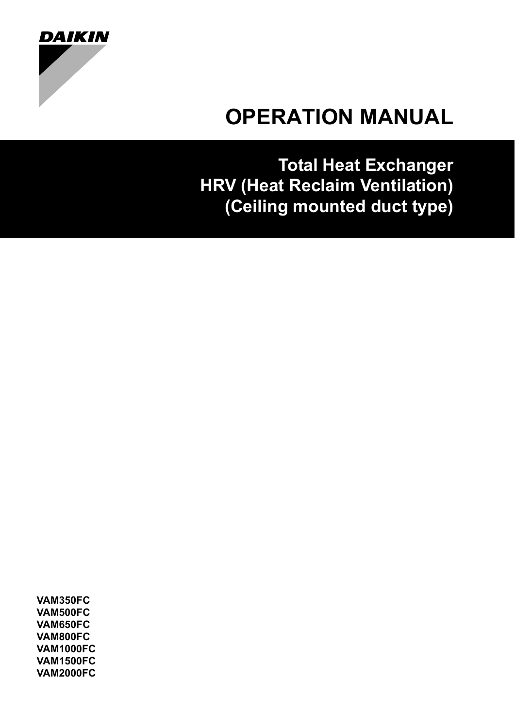DAIKIN

# OPERATION MANUAL

## Total Heat Exchanger
## HRV (Heat Reclaim Ventilation)
## (Ceiling mounted duct type)

**VAM350FC**
**VAM500FC**
**VAM650FC**
**VAM800FC**
**VAM1000FC**
**VAM1500FC**
**VAM2000FC**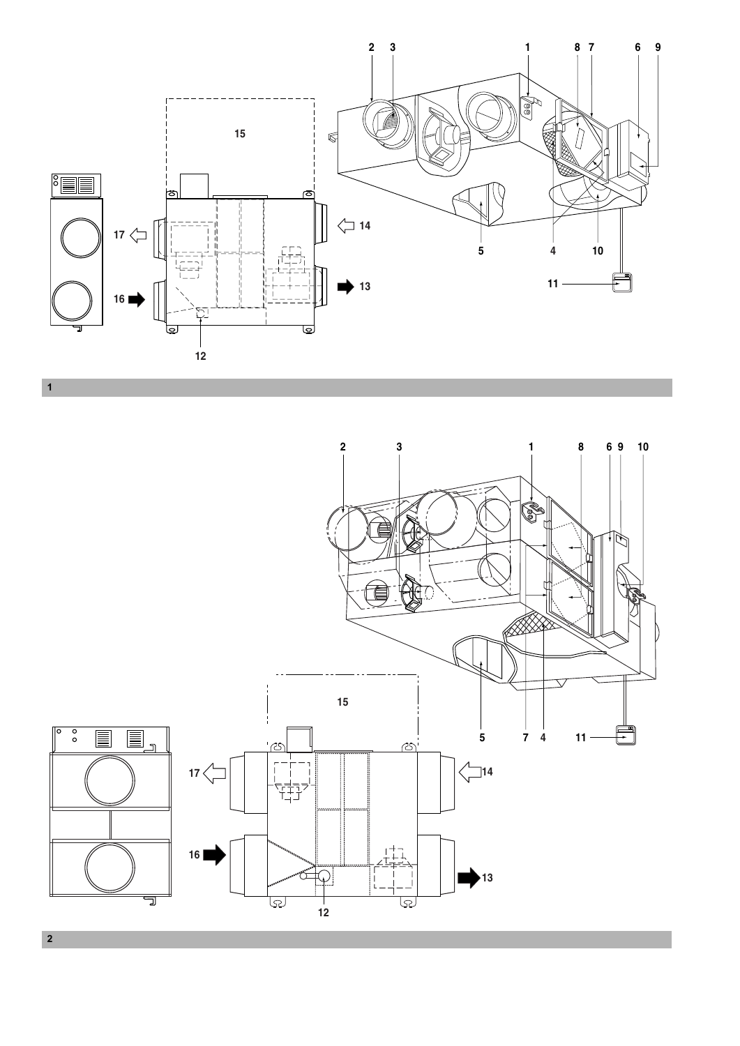1

2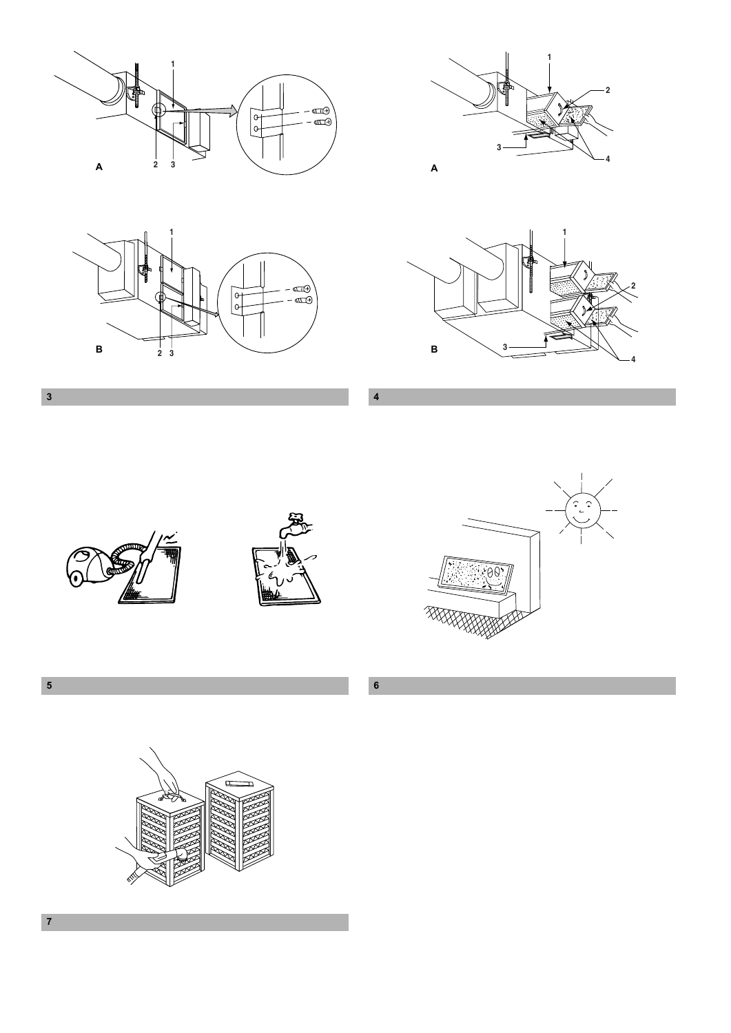1

A

2 3

1

2

3

4

A

1

B

2 3

1

2

3

4

B

3

4

5

6

7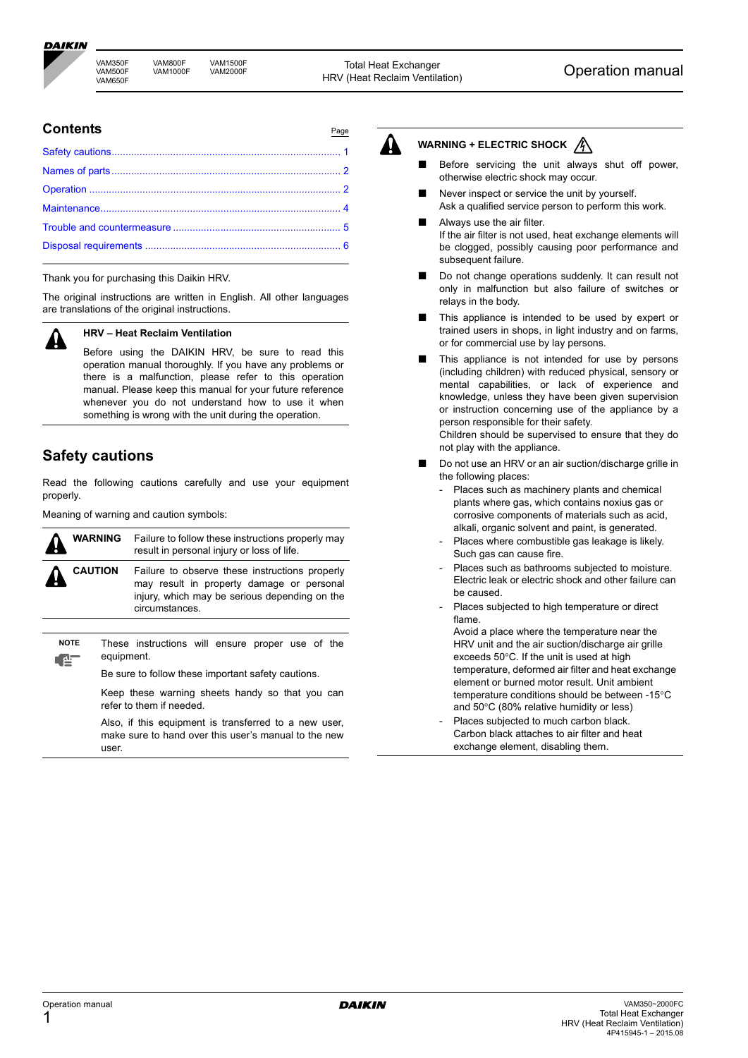## Contents

| | Page |
|---|---|
| Safety cautions | 1 |
| Names of parts | 2 |
| Operation | 2 |
| Maintenance | 4 |
| Trouble and countermeasure | 5 |
| Disposal requirements | 6 |

Thank you for purchasing this Daikin HRV.

The original instructions are written in English. All other languages are translations of the original instructions.

**HRV – Heat Reclaim Ventilation**

Before using the DAIKIN HRV, be sure to read this operation manual thoroughly. If you have any problems or there is a malfunction, please refer to this operation manual. Please keep this manual for your future reference whenever you do not understand how to use it when something is wrong with the unit during the operation.

# Safety cautions

Read the following cautions carefully and use your equipment properly.

Meaning of warning and caution symbols:

| | |
|---|---|
| **WARNING** | Failure to follow these instructions properly may result in personal injury or loss of life. |
| **CAUTION** | Failure to observe these instructions properly may result in property damage or personal injury, which may be serious depending on the circumstances. |

**NOTE**

These instructions will ensure proper use of the equipment.

Be sure to follow these important safety cautions.

Keep these warning sheets handy so that you can refer to them if needed.

Also, if this equipment is transferred to a new user, make sure to hand over this user's manual to the new user.

**WARNING + ELECTRIC SHOCK**

- Before servicing the unit always shut off power, otherwise electric shock may occur.
- Never inspect or service the unit by yourself.
  Ask a qualified service person to perform this work.
- Always use the air filter.
  If the air filter is not used, heat exchange elements will be clogged, possibly causing poor performance and subsequent failure.
- Do not change operations suddenly. It can result not only in malfunction but also failure of switches or relays in the body.
- This appliance is intended to be used by expert or trained users in shops, in light industry and on farms, or for commercial use by lay persons.
- This appliance is not intended for use by persons (including children) with reduced physical, sensory or mental capabilities, or lack of experience and knowledge, unless they have been given supervision or instruction concerning use of the appliance by a person responsible for their safety.
  Children should be supervised to ensure that they do not play with the appliance.
- Do not use an HRV or an air suction/discharge grille in the following places:
  - Places such as machinery plants and chemical plants where gas, which contains noxius gas or corrosive components of materials such as acid, alkali, organic solvent and paint, is generated.
  - Places where combustible gas leakage is likely. Such gas can cause fire.
  - Places such as bathrooms subjected to moisture. Electric leak or electric shock and other failure can be caused.
  - Places subjected to high temperature or direct flame.
    Avoid a place where the temperature near the HRV unit and the air suction/discharge air grille exceeds 50°C. If the unit is used at high temperature, deformed air filter and heat exchange element or burned motor result. Unit ambient temperature conditions should be between -15°C and 50°C (80% relative humidity or less)
  - Places subjected to much carbon black.
    Carbon black attaches to air filter and heat exchange element, disabling them.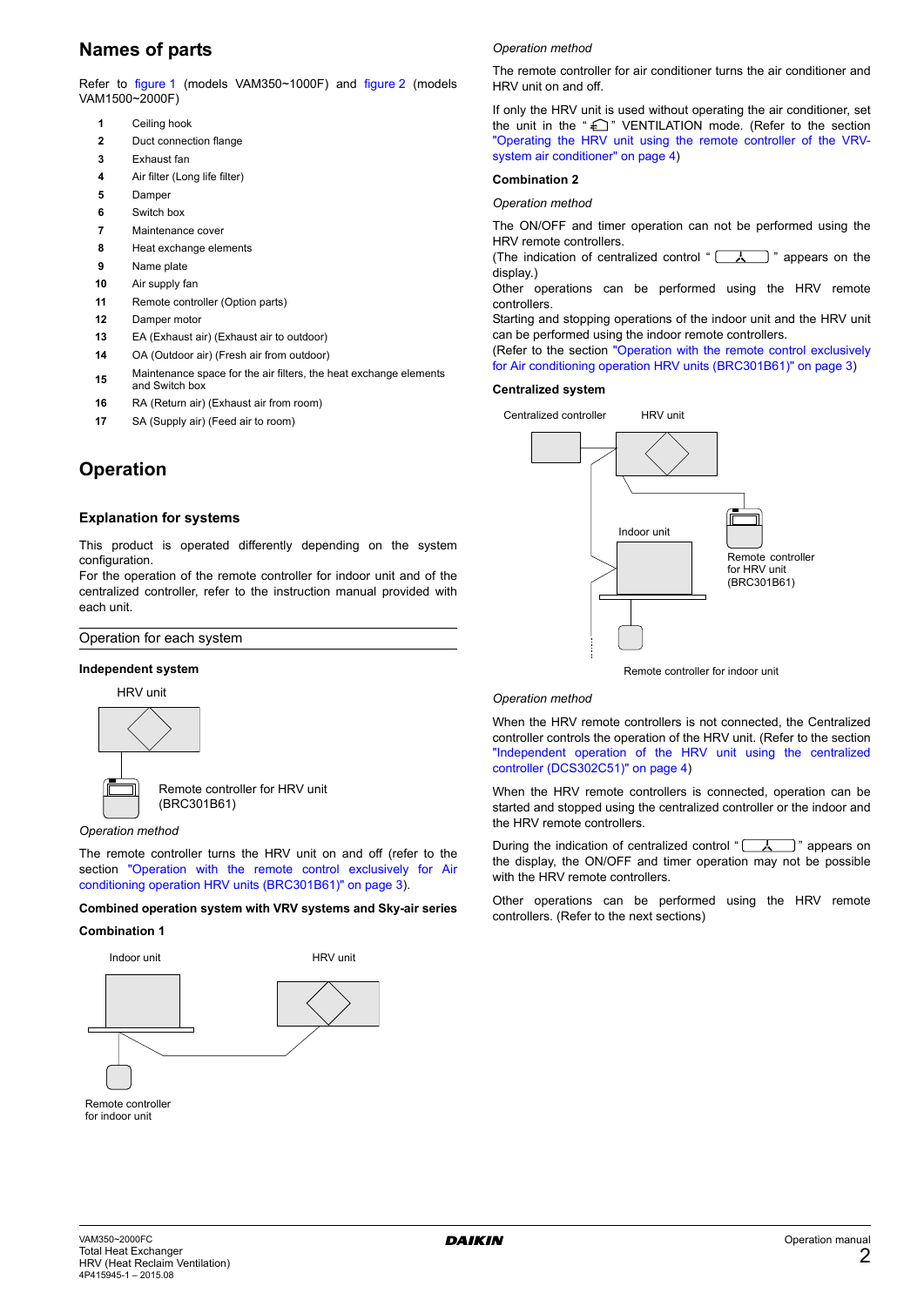# Names of parts

Refer to figure 1 (models VAM350~1000F) and figure 2 (models VAM1500~2000F)

| | |
|---|---|
| **1** | Ceiling hook |
| **2** | Duct connection flange |
| **3** | Exhaust fan |
| **4** | Air filter (Long life filter) |
| **5** | Damper |
| **6** | Switch box |
| **7** | Maintenance cover |
| **8** | Heat exchange elements |
| **9** | Name plate |
| **10** | Air supply fan |
| **11** | Remote controller (Option parts) |
| **12** | Damper motor |
| **13** | EA (Exhaust air) (Exhaust air to outdoor) |
| **14** | OA (Outdoor air) (Fresh air from outdoor) |
| **15** | Maintenance space for the air filters, the heat exchange elements and Switch box |
| **16** | RA (Return air) (Exhaust air from room) |
| **17** | SA (Supply air) (Feed air to room) |

# Operation

## Explanation for systems

This product is operated differently depending on the system configuration.
For the operation of the remote controller for indoor unit and of the centralized controller, refer to the instruction manual provided with each unit.

### Operation for each system

#### Independent system

HRV unit

Remote controller for HRV unit (BRC301B61)

*Operation method*

The remote controller turns the HRV unit on and off (refer to the section "Operation with the remote control exclusively for Air conditioning operation HRV units (BRC301B61)" on page 3).

#### Combined operation system with VRV systems and Sky-air series

**Combination 1**

Indoor unit

HRV unit

Remote controller for indoor unit

*Operation method*

The remote controller for air conditioner turns the air conditioner and HRV unit on and off.

If only the HRV unit is used without operating the air conditioner, set the unit in the " " VENTILATION mode. (Refer to the section "Operating the HRV unit using the remote controller of the VRV-system air conditioner" on page 4)

**Combination 2**

*Operation method*

The ON/OFF and timer operation can not be performed using the HRV remote controllers.
(The indication of centralized control " " appears on the display.)
Other operations can be performed using the HRV remote controllers.
Starting and stopping operations of the indoor unit and the HRV unit can be performed using the indoor remote controllers.
(Refer to the section "Operation with the remote control exclusively for Air conditioning operation HRV units (BRC301B61)" on page 3)

#### Centralized system

Centralized controller

HRV unit

Indoor unit

Remote controller for HRV unit (BRC301B61)

Remote controller for indoor unit

*Operation method*

When the HRV remote controllers is not connected, the Centralized controller controls the operation of the HRV unit. (Refer to the section "Independent operation of the HRV unit using the centralized controller (DCS302C51)" on page 4)

When the HRV remote controllers is connected, operation can be started and stopped using the centralized controller or the indoor and the HRV remote controllers.

During the indication of centralized control " " appears on the display, the ON/OFF and timer operation may not be possible with the HRV remote controllers.

Other operations can be performed using the HRV remote controllers. (Refer to the next sections)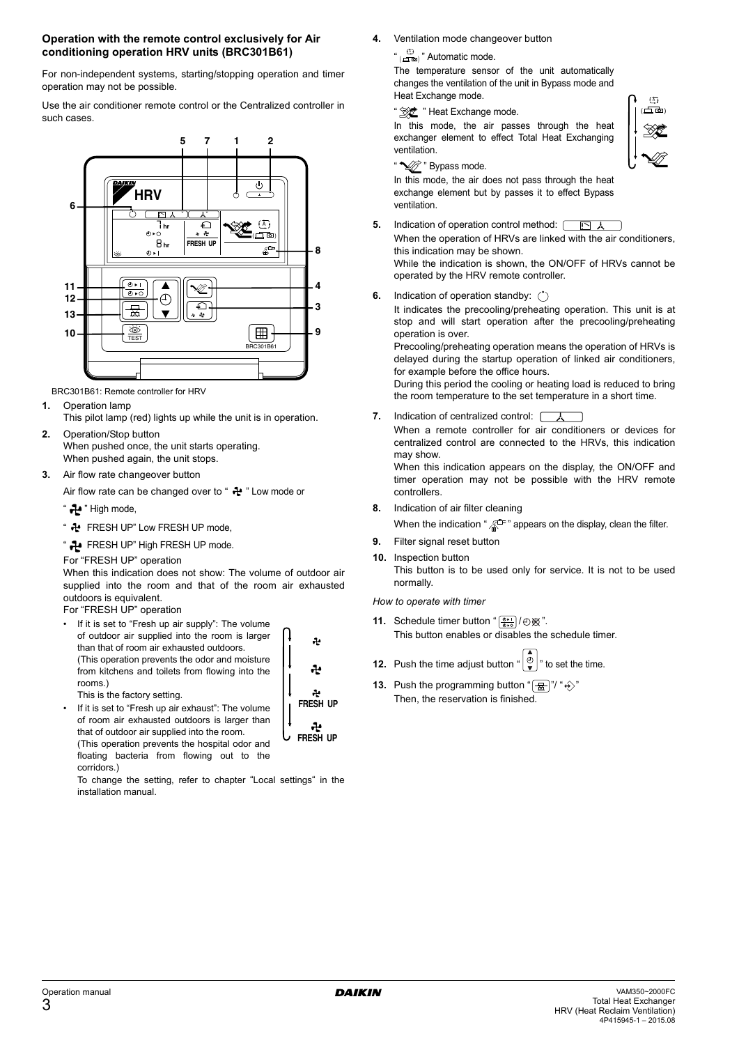### Operation with the remote control exclusively for Air conditioning operation HRV units (BRC301B61)

For non-independent systems, starting/stopping operation and timer operation may not be possible.

Use the air conditioner remote control or the Centralized controller in such cases.

BRC301B61: Remote controller for HRV

1. Operation lamp
   This pilot lamp (red) lights up while the unit is in operation.
2. Operation/Stop button
   When pushed once, the unit starts operating.
   When pushed again, the unit stops.
3. Air flow rate changeover button
   Air flow rate can be changed over to " " Low mode or
   " " High mode,
   " FRESH UP" Low FRESH UP mode,
   " FRESH UP" High FRESH UP mode.
   For "FRESH UP" operation
   When this indication does not show: The volume of outdoor air supplied into the room and that of the room air exhausted outdoors is equivalent.
   For "FRESH UP" operation
   - If it is set to "Fresh up air supply": The volume of outdoor air supplied into the room is larger than that of room air exhausted outdoors. (This operation prevents the odor and moisture from kitchens and toilets from flowing into the rooms.)
     This is the factory setting.
   - If it is set to "Fresh up air exhaust": The volume of room air exhausted outdoors is larger than that of outdoor air supplied into the room. (This operation prevents the hospital odor and floating bacteria from flowing out to the corridors.)

   To change the setting, refer to chapter "Local settings" in the installation manual.
4. Ventilation mode changeover button
   " " Automatic mode.
   The temperature sensor of the unit automatically changes the ventilation of the unit in Bypass mode and Heat Exchange mode.
   " " Heat Exchange mode.
   In this mode, the air passes through the heat exchanger element to effect Total Heat Exchanging ventilation.
   " " Bypass mode.
   In this mode, the air does not pass through the heat exchange element but by passes it to effect Bypass ventilation.
5. Indication of operation control method:
   When the operation of HRVs are linked with the air conditioners, this indication may be shown.
   While the indication is shown, the ON/OFF of HRVs cannot be operated by the HRV remote controller.
6. Indication of operation standby:
   It indicates the precooling/preheating operation. This unit is at stop and will start operation after the precooling/preheating operation is over.
   Precooling/preheating operation means the operation of HRVs is delayed during the startup operation of linked air conditioners, for example before the office hours.
   During this period the cooling or heating load is reduced to bring the room temperature to the set temperature in a short time.
7. Indication of centralized control:
   When a remote controller for air conditioners or devices for centralized control are connected to the HRVs, this indication may show.
   When this indication appears on the display, the ON/OFF and timer operation may not be possible with the HRV remote controllers.
8. Indication of air filter cleaning
   When the indication " " appears on the display, clean the filter.
9. Filter signal reset button
10. Inspection button
    This button is to be used only for service. It is not to be used normally.

*How to operate with timer*

11. Schedule timer button " / ".
    This button enables or disables the schedule timer.
12. Push the time adjust button " " to set the time.
13. Push the programming button " "/ " "
    Then, the reservation is finished.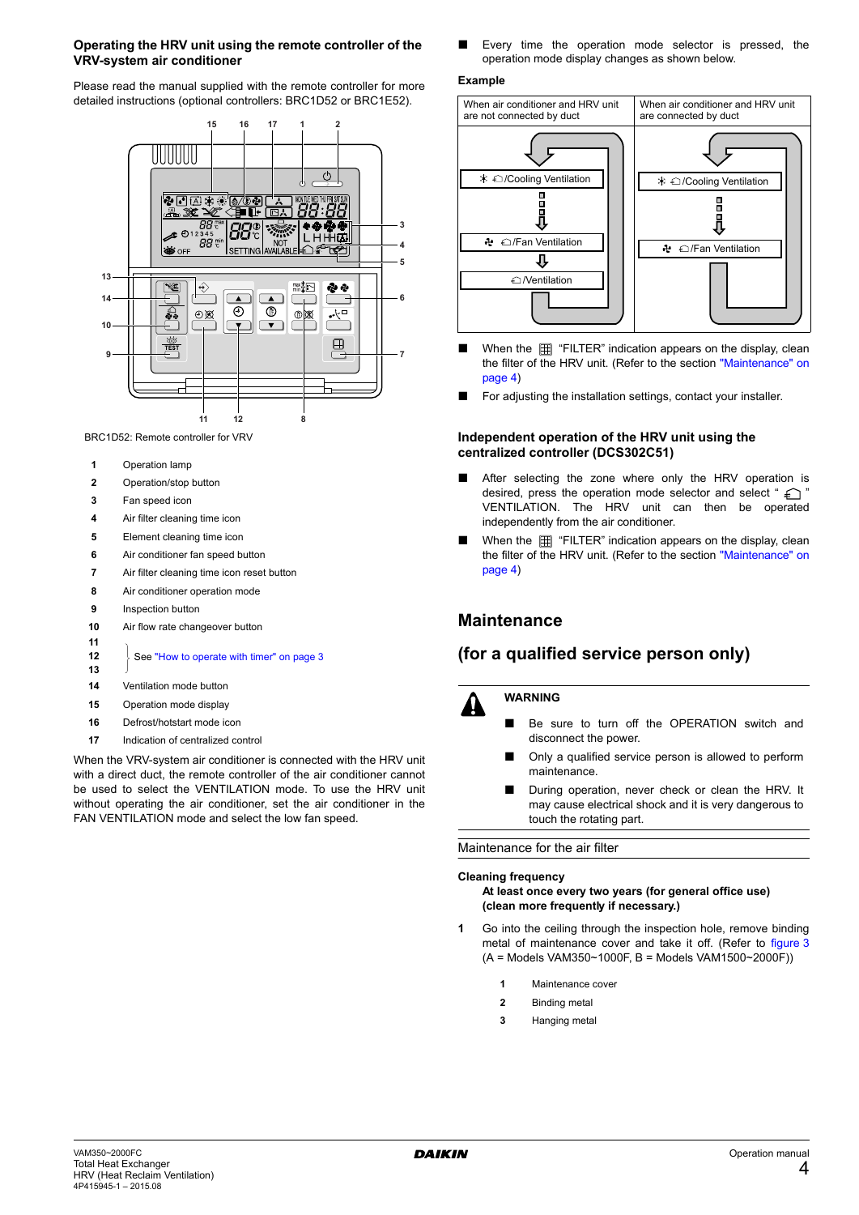### Operating the HRV unit using the remote controller of the VRV-system air conditioner

Please read the manual supplied with the remote controller for more detailed instructions (optional controllers: BRC1D52 or BRC1E52).

BRC1D52: Remote controller for VRV

| | |
|---|---|
| **1** | Operation lamp |
| **2** | Operation/stop button |
| **3** | Fan speed icon |
| **4** | Air filter cleaning time icon |
| **5** | Element cleaning time icon |
| **6** | Air conditioner fan speed button |
| **7** | Air filter cleaning time icon reset button |
| **8** | Air conditioner operation mode |
| **9** | Inspection button |
| **10** | Air flow rate changeover button |
| **11**, **12**, **13** | See "How to operate with timer" on page 3 |
| **14** | Ventilation mode button |
| **15** | Operation mode display |
| **16** | Defrost/hotstart mode icon |
| **17** | Indication of centralized control |

When the VRV-system air conditioner is connected with the HRV unit with a direct duct, the remote controller of the air conditioner cannot be used to select the VENTILATION mode. To use the HRV unit without operating the air conditioner, set the air conditioner in the FAN VENTILATION mode and select the low fan speed.

- Every time the operation mode selector is pressed, the operation mode display changes as shown below.

**Example**

| When air conditioner and HRV unit are not connected by duct | When air conditioner and HRV unit are connected by duct |
|---|---|
| /Cooling Ventilation → /Fan Ventilation → /Ventilation | /Cooling Ventilation → /Fan Ventilation |

- When the "FILTER" indication appears on the display, clean the filter of the HRV unit. (Refer to the section "Maintenance" on page 4)
- For adjusting the installation settings, contact your installer.

### Independent operation of the HRV unit using the centralized controller (DCS302C51)

- After selecting the zone where only the HRV operation is desired, press the operation mode selector and select " " VENTILATION. The HRV unit can then be operated independently from the air conditioner.
- When the "FILTER" indication appears on the display, clean the filter of the HRV unit. (Refer to the section "Maintenance" on page 4)

## Maintenance

## (for a qualified service person only)

**WARNING**

- Be sure to turn off the OPERATION switch and disconnect the power.
- Only a qualified service person is allowed to perform maintenance.
- During operation, never check or clean the HRV. It may cause electrical shock and it is very dangerous to touch the rotating part.

Maintenance for the air filter

**Cleaning frequency**

**At least once every two years (for general office use) (clean more frequently if necessary.)**

1. Go into the ceiling through the inspection hole, remove binding metal of maintenance cover and take it off. (Refer to figure 3 (A = Models VAM350~1000F, B = Models VAM1500~2000F))

| | |
|---|---|
| **1** | Maintenance cover |
| **2** | Binding metal |
| **3** | Hanging metal |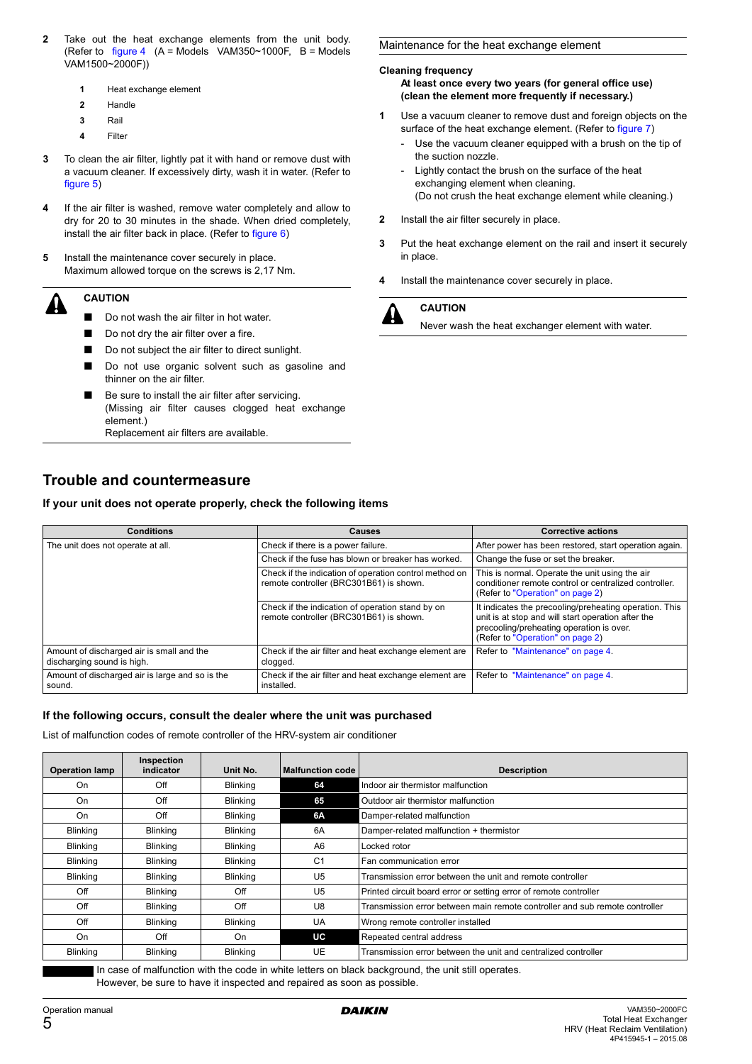2 Take out the heat exchange elements from the unit body. (Refer to figure 4 (A = Models VAM350~1000F, B = Models VAM1500~2000F))

   1 Heat exchange element
   2 Handle
   3 Rail
   4 Filter

3 To clean the air filter, lightly pat it with hand or remove dust with a vacuum cleaner. If excessively dirty, wash it in water. (Refer to figure 5)

4 If the air filter is washed, remove water completely and allow to dry for 20 to 30 minutes in the shade. When dried completely, install the air filter back in place. (Refer to figure 6)

5 Install the maintenance cover securely in place.
Maximum allowed torque on the screws is 2,17 Nm.

**CAUTION**

- Do not wash the air filter in hot water.
- Do not dry the air filter over a fire.
- Do not subject the air filter to direct sunlight.
- Do not use organic solvent such as gasoline and thinner on the air filter.
- Be sure to install the air filter after servicing.
  (Missing air filter causes clogged heat exchange element.)
  Replacement air filters are available.

### Maintenance for the heat exchange element

**Cleaning frequency**

**At least once every two years (for general office use) (clean the element more frequently if necessary.)**

1 Use a vacuum cleaner to remove dust and foreign objects on the surface of the heat exchange element. (Refer to figure 7)
   - Use the vacuum cleaner equipped with a brush on the tip of the suction nozzle.
   - Lightly contact the brush on the surface of the heat exchanging element when cleaning.
     (Do not crush the heat exchange element while cleaning.)

2 Install the air filter securely in place.

3 Put the heat exchange element on the rail and insert it securely in place.

4 Install the maintenance cover securely in place.

**CAUTION**

Never wash the heat exchanger element with water.

## Trouble and countermeasure

### If your unit does not operate properly, check the following items

| Conditions | Causes | Corrective actions |
|---|---|---|
| The unit does not operate at all. | Check if there is a power failure. | After power has been restored, start operation again. |
| | Check if the fuse has blown or breaker has worked. | Change the fuse or set the breaker. |
| | Check if the indication of operation control method on remote controller (BRC301B61) is shown. | This is normal. Operate the unit using the air conditioner remote control or centralized controller. (Refer to "Operation" on page 2) |
| | Check if the indication of operation stand by on remote controller (BRC301B61) is shown. | It indicates the precooling/preheating operation. This unit is at stop and will start operation after the precooling/preheating operation is over. (Refer to "Operation" on page 2) |
| Amount of discharged air is small and the discharging sound is high. | Check if the air filter and heat exchange element are clogged. | Refer to "Maintenance" on page 4. |
| Amount of discharged air is large and so is the sound. | Check if the air filter and heat exchange element are installed. | Refer to "Maintenance" on page 4. |

### If the following occurs, consult the dealer where the unit was purchased

List of malfunction codes of remote controller of the HRV-system air conditioner

| Operation lamp | Inspection indicator | Unit No. | Malfunction code | Description |
|---|---|---|---|---|
| On | Off | Blinking | **64** | Indoor air thermistor malfunction |
| On | Off | Blinking | **65** | Outdoor air thermistor malfunction |
| On | Off | Blinking | **6A** | Damper-related malfunction |
| Blinking | Blinking | Blinking | 6A | Damper-related malfunction + thermistor |
| Blinking | Blinking | Blinking | A6 | Locked rotor |
| Blinking | Blinking | Blinking | C1 | Fan communication error |
| Blinking | Blinking | Blinking | U5 | Transmission error between the unit and remote controller |
| Off | Blinking | Off | U5 | Printed circuit board error or setting error of remote controller |
| Off | Blinking | Off | U8 | Transmission error between main remote controller and sub remote controller |
| Off | Blinking | Blinking | UA | Wrong remote controller installed |
| On | Off | On | **UC** | Repeated central address |
| Blinking | Blinking | Blinking | UE | Transmission error between the unit and centralized controller |

In case of malfunction with the code in white letters on black background, the unit still operates.
However, be sure to have it inspected and repaired as soon as possible.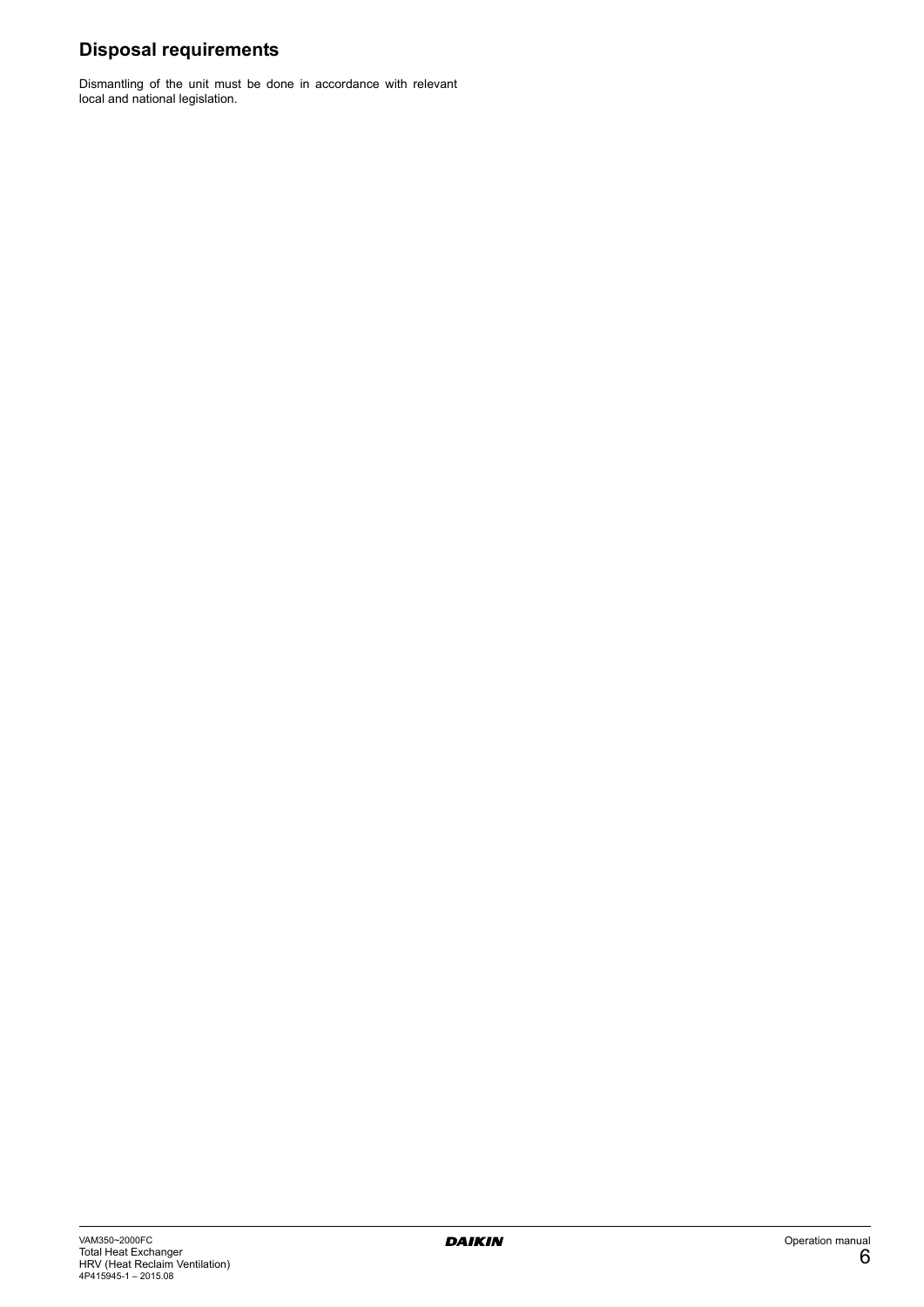## Disposal requirements

Dismantling of the unit must be done in accordance with relevant local and national legislation.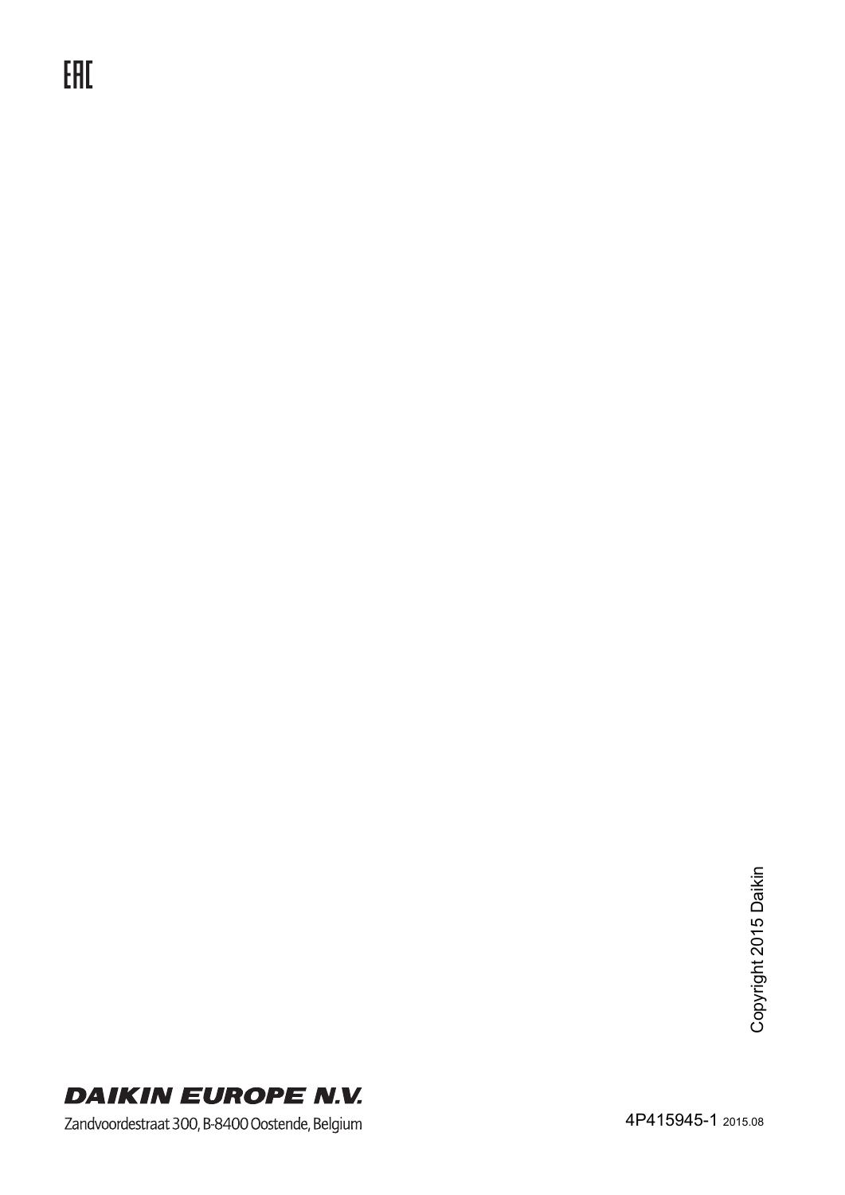EAC

Copyright 2015 Daikin

**DAIKIN EUROPE N.V.**

Zandvoordestraat 300, B-8400 Oostende, Belgium

4P415945-1 2015.08